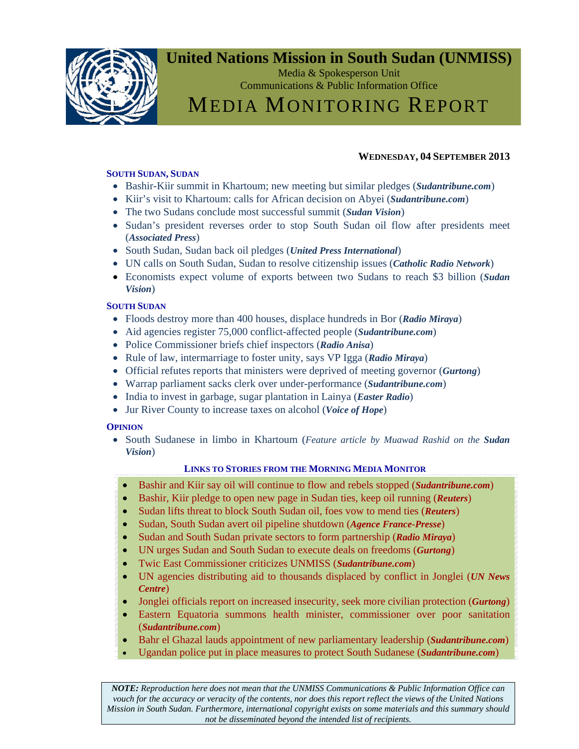# United Nations Mission in South Sudan (UNMISS)

Media & Spokesperson Unit
Communications & Public Information Office

## MEDIA MONITORING REPORT

**WEDNESDAY, 04 SEPTEMBER 2013**

### SOUTH SUDAN, SUDAN

- Bashir-Kiir summit in Khartoum; new meeting but similar pledges (***Sudantribune.com***)
- Kiir's visit to Khartoum: calls for African decision on Abyei (***Sudantribune.com***)
- The two Sudans conclude most successful summit (***Sudan Vision***)
- Sudan's president reverses order to stop South Sudan oil flow after presidents meet (***Associated Press***)
- South Sudan, Sudan back oil pledges (***United Press International***)
- UN calls on South Sudan, Sudan to resolve citizenship issues (***Catholic Radio Network***)
- Economists expect volume of exports between two Sudans to reach $3 billion (***Sudan Vision***)

### SOUTH SUDAN

- Floods destroy more than 400 houses, displace hundreds in Bor (***Radio Miraya***)
- Aid agencies register 75,000 conflict-affected people (***Sudantribune.com***)
- Police Commissioner briefs chief inspectors (***Radio Anisa***)
- Rule of law, intermarriage to foster unity, says VP Igga (***Radio Miraya***)
- Official refutes reports that ministers were deprived of meeting governor (***Gurtong***)
- Warrap parliament sacks clerk over under-performance (***Sudantribune.com***)
- India to invest in garbage, sugar plantation in Lainya (***Easter Radio***)
- Jur River County to increase taxes on alcohol (***Voice of Hope***)

### OPINION

- South Sudanese in limbo in Khartoum (*Feature article by Muawad Rashid on the* ***Sudan Vision***)

### LINKS TO STORIES FROM THE MORNING MEDIA MONITOR

- Bashir and Kiir say oil will continue to flow and rebels stopped (***Sudantribune.com***)
- Bashir, Kiir pledge to open new page in Sudan ties, keep oil running (***Reuters***)
- Sudan lifts threat to block South Sudan oil, foes vow to mend ties (***Reuters***)
- Sudan, South Sudan avert oil pipeline shutdown (***Agence France-Presse***)
- Sudan and South Sudan private sectors to form partnership (***Radio Miraya***)
- UN urges Sudan and South Sudan to execute deals on freedoms (***Gurtong***)
- Twic East Commissioner criticizes UNMISS (***Sudantribune.com***)
- UN agencies distributing aid to thousands displaced by conflict in Jonglei (***UN News Centre***)
- Jonglei officials report on increased insecurity, seek more civilian protection (***Gurtong***)
- Eastern Equatoria summons health minister, commissioner over poor sanitation (***Sudantribune.com***)
- Bahr el Ghazal lauds appointment of new parliamentary leadership (***Sudantribune.com***)
- Ugandan police put in place measures to protect South Sudanese (***Sudantribune.com***)

***NOTE:*** *Reproduction here does not mean that the UNMISS Communications & Public Information Office can vouch for the accuracy or veracity of the contents, nor does this report reflect the views of the United Nations Mission in South Sudan. Furthermore, international copyright exists on some materials and this summary should not be disseminated beyond the intended list of recipients.*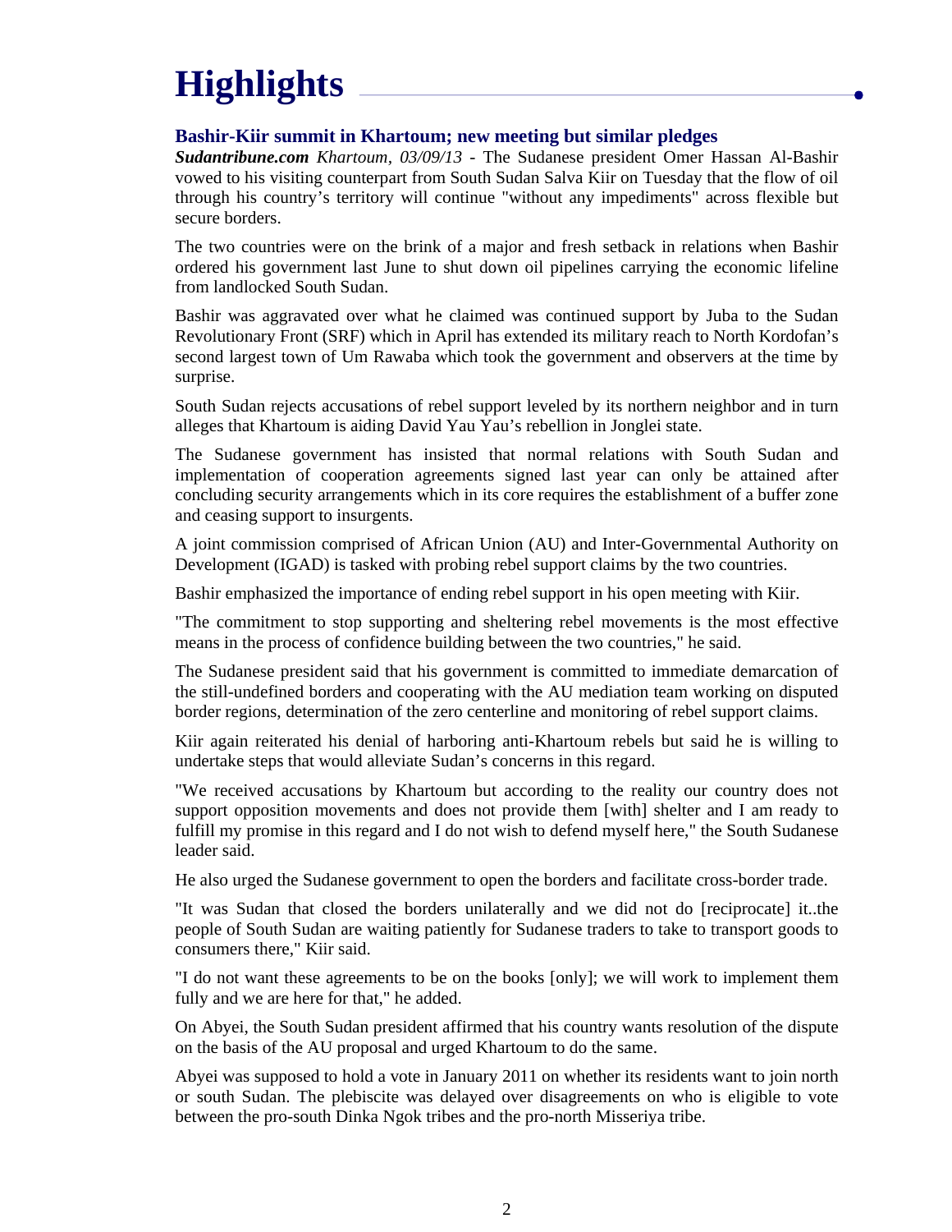# Highlights

### Bashir-Kiir summit in Khartoum; new meeting but similar pledges

***Sudantribune.com*** *Khartoum, 03/09/13* - The Sudanese president Omer Hassan Al-Bashir vowed to his visiting counterpart from South Sudan Salva Kiir on Tuesday that the flow of oil through his country's territory will continue "without any impediments" across flexible but secure borders.

The two countries were on the brink of a major and fresh setback in relations when Bashir ordered his government last June to shut down oil pipelines carrying the economic lifeline from landlocked South Sudan.

Bashir was aggravated over what he claimed was continued support by Juba to the Sudan Revolutionary Front (SRF) which in April has extended its military reach to North Kordofan's second largest town of Um Rawaba which took the government and observers at the time by surprise.

South Sudan rejects accusations of rebel support leveled by its northern neighbor and in turn alleges that Khartoum is aiding David Yau Yau's rebellion in Jonglei state.

The Sudanese government has insisted that normal relations with South Sudan and implementation of cooperation agreements signed last year can only be attained after concluding security arrangements which in its core requires the establishment of a buffer zone and ceasing support to insurgents.

A joint commission comprised of African Union (AU) and Inter-Governmental Authority on Development (IGAD) is tasked with probing rebel support claims by the two countries.

Bashir emphasized the importance of ending rebel support in his open meeting with Kiir.

"The commitment to stop supporting and sheltering rebel movements is the most effective means in the process of confidence building between the two countries," he said.

The Sudanese president said that his government is committed to immediate demarcation of the still-undefined borders and cooperating with the AU mediation team working on disputed border regions, determination of the zero centerline and monitoring of rebel support claims.

Kiir again reiterated his denial of harboring anti-Khartoum rebels but said he is willing to undertake steps that would alleviate Sudan's concerns in this regard.

"We received accusations by Khartoum but according to the reality our country does not support opposition movements and does not provide them [with] shelter and I am ready to fulfill my promise in this regard and I do not wish to defend myself here," the South Sudanese leader said.

He also urged the Sudanese government to open the borders and facilitate cross-border trade.

"It was Sudan that closed the borders unilaterally and we did not do [reciprocate] it..the people of South Sudan are waiting patiently for Sudanese traders to take to transport goods to consumers there," Kiir said.

"I do not want these agreements to be on the books [only]; we will work to implement them fully and we are here for that," he added.

On Abyei, the South Sudan president affirmed that his country wants resolution of the dispute on the basis of the AU proposal and urged Khartoum to do the same.

Abyei was supposed to hold a vote in January 2011 on whether its residents want to join north or south Sudan. The plebiscite was delayed over disagreements on who is eligible to vote between the pro-south Dinka Ngok tribes and the pro-north Misseriya tribe.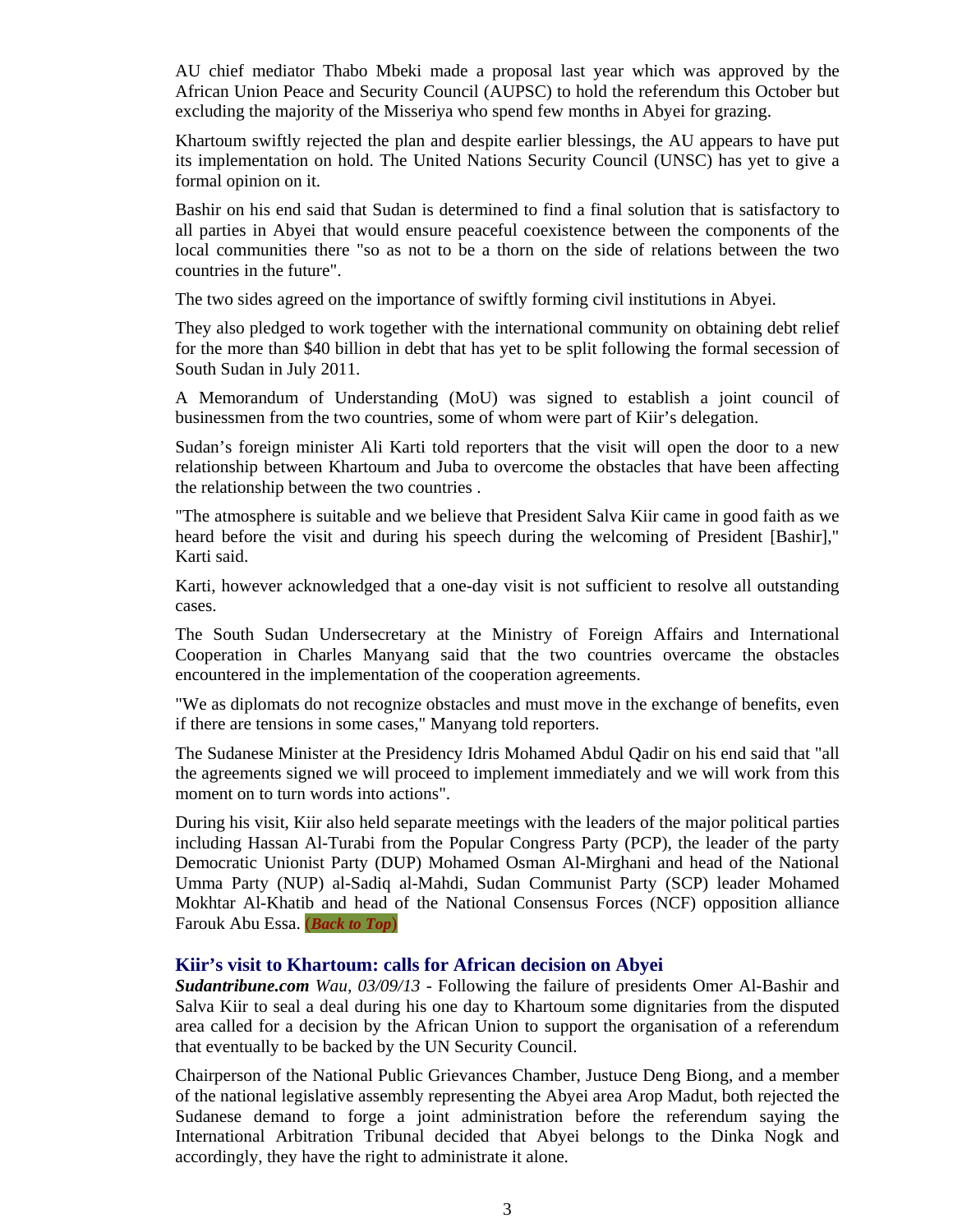AU chief mediator Thabo Mbeki made a proposal last year which was approved by the African Union Peace and Security Council (AUPSC) to hold the referendum this October but excluding the majority of the Misseriya who spend few months in Abyei for grazing.

Khartoum swiftly rejected the plan and despite earlier blessings, the AU appears to have put its implementation on hold. The United Nations Security Council (UNSC) has yet to give a formal opinion on it.

Bashir on his end said that Sudan is determined to find a final solution that is satisfactory to all parties in Abyei that would ensure peaceful coexistence between the components of the local communities there "so as not to be a thorn on the side of relations between the two countries in the future".

The two sides agreed on the importance of swiftly forming civil institutions in Abyei.

They also pledged to work together with the international community on obtaining debt relief for the more than $40 billion in debt that has yet to be split following the formal secession of South Sudan in July 2011.

A Memorandum of Understanding (MoU) was signed to establish a joint council of businessmen from the two countries, some of whom were part of Kiir's delegation.

Sudan's foreign minister Ali Karti told reporters that the visit will open the door to a new relationship between Khartoum and Juba to overcome the obstacles that have been affecting the relationship between the two countries .

"The atmosphere is suitable and we believe that President Salva Kiir came in good faith as we heard before the visit and during his speech during the welcoming of President [Bashir]," Karti said.

Karti, however acknowledged that a one-day visit is not sufficient to resolve all outstanding cases.

The South Sudan Undersecretary at the Ministry of Foreign Affairs and International Cooperation in Charles Manyang said that the two countries overcame the obstacles encountered in the implementation of the cooperation agreements.

"We as diplomats do not recognize obstacles and must move in the exchange of benefits, even if there are tensions in some cases," Manyang told reporters.

The Sudanese Minister at the Presidency Idris Mohamed Abdul Qadir on his end said that "all the agreements signed we will proceed to implement immediately and we will work from this moment on to turn words into actions".

During his visit, Kiir also held separate meetings with the leaders of the major political parties including Hassan Al-Turabi from the Popular Congress Party (PCP), the leader of the party Democratic Unionist Party (DUP) Mohamed Osman Al-Mirghani and head of the National Umma Party (NUP) al-Sadiq al-Mahdi, Sudan Communist Party (SCP) leader Mohamed Mokhtar Al-Khatib and head of the National Consensus Forces (NCF) opposition alliance Farouk Abu Essa. (***Back to Top***)

### Kiir's visit to Khartoum: calls for African decision on Abyei

***Sudantribune.com*** *Wau, 03/09/13* - Following the failure of presidents Omer Al-Bashir and Salva Kiir to seal a deal during his one day to Khartoum some dignitaries from the disputed area called for a decision by the African Union to support the organisation of a referendum that eventually to be backed by the UN Security Council.

Chairperson of the National Public Grievances Chamber, Justuce Deng Biong, and a member of the national legislative assembly representing the Abyei area Arop Madut, both rejected the Sudanese demand to forge a joint administration before the referendum saying the International Arbitration Tribunal decided that Abyei belongs to the Dinka Nogk and accordingly, they have the right to administrate it alone.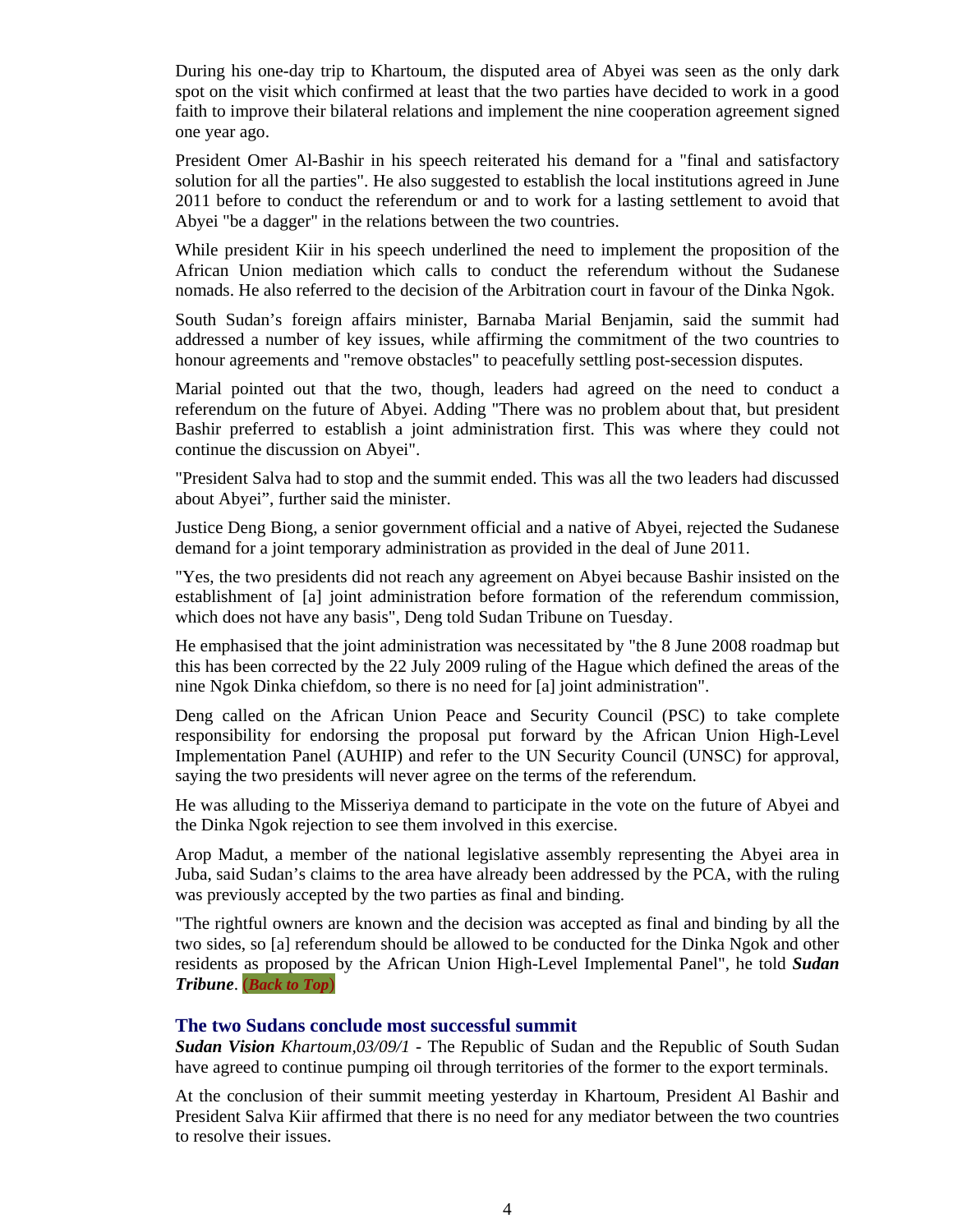During his one-day trip to Khartoum, the disputed area of Abyei was seen as the only dark spot on the visit which confirmed at least that the two parties have decided to work in a good faith to improve their bilateral relations and implement the nine cooperation agreement signed one year ago.

President Omer Al-Bashir in his speech reiterated his demand for a "final and satisfactory solution for all the parties". He also suggested to establish the local institutions agreed in June 2011 before to conduct the referendum or and to work for a lasting settlement to avoid that Abyei "be a dagger" in the relations between the two countries.

While president Kiir in his speech underlined the need to implement the proposition of the African Union mediation which calls to conduct the referendum without the Sudanese nomads. He also referred to the decision of the Arbitration court in favour of the Dinka Ngok.

South Sudan's foreign affairs minister, Barnaba Marial Benjamin, said the summit had addressed a number of key issues, while affirming the commitment of the two countries to honour agreements and "remove obstacles" to peacefully settling post-secession disputes.

Marial pointed out that the two, though, leaders had agreed on the need to conduct a referendum on the future of Abyei. Adding "There was no problem about that, but president Bashir preferred to establish a joint administration first. This was where they could not continue the discussion on Abyei".

"President Salva had to stop and the summit ended. This was all the two leaders had discussed about Abyei", further said the minister.

Justice Deng Biong, a senior government official and a native of Abyei, rejected the Sudanese demand for a joint temporary administration as provided in the deal of June 2011.

"Yes, the two presidents did not reach any agreement on Abyei because Bashir insisted on the establishment of [a] joint administration before formation of the referendum commission, which does not have any basis", Deng told Sudan Tribune on Tuesday.

He emphasised that the joint administration was necessitated by "the 8 June 2008 roadmap but this has been corrected by the 22 July 2009 ruling of the Hague which defined the areas of the nine Ngok Dinka chiefdom, so there is no need for [a] joint administration".

Deng called on the African Union Peace and Security Council (PSC) to take complete responsibility for endorsing the proposal put forward by the African Union High-Level Implementation Panel (AUHIP) and refer to the UN Security Council (UNSC) for approval, saying the two presidents will never agree on the terms of the referendum.

He was alluding to the Misseriya demand to participate in the vote on the future of Abyei and the Dinka Ngok rejection to see them involved in this exercise.

Arop Madut, a member of the national legislative assembly representing the Abyei area in Juba, said Sudan's claims to the area have already been addressed by the PCA, with the ruling was previously accepted by the two parties as final and binding.

"The rightful owners are known and the decision was accepted as final and binding by all the two sides, so [a] referendum should be allowed to be conducted for the Dinka Ngok and other residents as proposed by the African Union High-Level Implemental Panel", he told ***Sudan Tribune***. (***Back to Top***)

### The two Sudans conclude most successful summit

***Sudan Vision*** *Khartoum,03/09/1* - The Republic of Sudan and the Republic of South Sudan have agreed to continue pumping oil through territories of the former to the export terminals.

At the conclusion of their summit meeting yesterday in Khartoum, President Al Bashir and President Salva Kiir affirmed that there is no need for any mediator between the two countries to resolve their issues.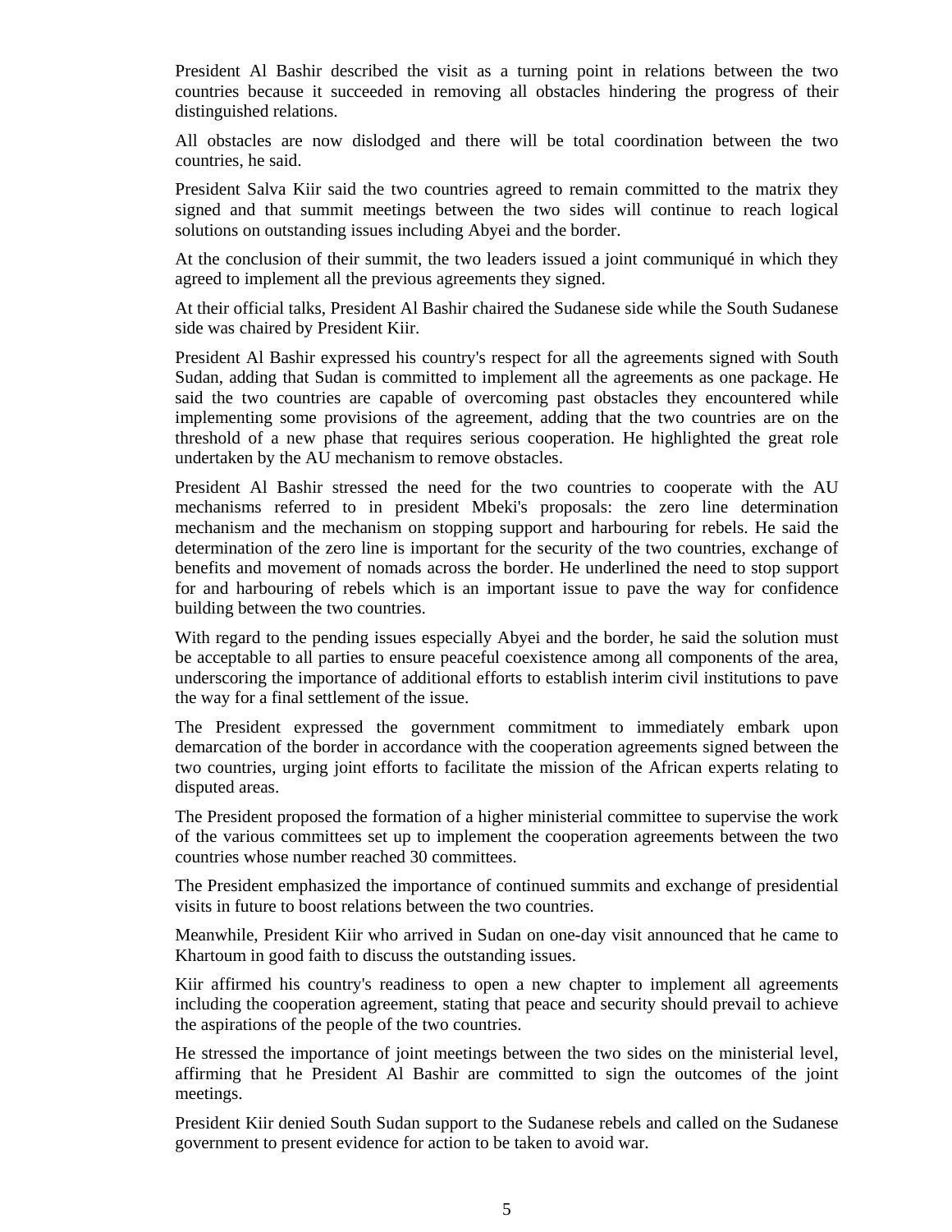President Al Bashir described the visit as a turning point in relations between the two countries because it succeeded in removing all obstacles hindering the progress of their distinguished relations.

All obstacles are now dislodged and there will be total coordination between the two countries, he said.

President Salva Kiir said the two countries agreed to remain committed to the matrix they signed and that summit meetings between the two sides will continue to reach logical solutions on outstanding issues including Abyei and the border.

At the conclusion of their summit, the two leaders issued a joint communiqué in which they agreed to implement all the previous agreements they signed.

At their official talks, President Al Bashir chaired the Sudanese side while the South Sudanese side was chaired by President Kiir.

President Al Bashir expressed his country's respect for all the agreements signed with South Sudan, adding that Sudan is committed to implement all the agreements as one package. He said the two countries are capable of overcoming past obstacles they encountered while implementing some provisions of the agreement, adding that the two countries are on the threshold of a new phase that requires serious cooperation. He highlighted the great role undertaken by the AU mechanism to remove obstacles.

President Al Bashir stressed the need for the two countries to cooperate with the AU mechanisms referred to in president Mbeki's proposals: the zero line determination mechanism and the mechanism on stopping support and harbouring for rebels. He said the determination of the zero line is important for the security of the two countries, exchange of benefits and movement of nomads across the border. He underlined the need to stop support for and harbouring of rebels which is an important issue to pave the way for confidence building between the two countries.

With regard to the pending issues especially Abyei and the border, he said the solution must be acceptable to all parties to ensure peaceful coexistence among all components of the area, underscoring the importance of additional efforts to establish interim civil institutions to pave the way for a final settlement of the issue.

The President expressed the government commitment to immediately embark upon demarcation of the border in accordance with the cooperation agreements signed between the two countries, urging joint efforts to facilitate the mission of the African experts relating to disputed areas.

The President proposed the formation of a higher ministerial committee to supervise the work of the various committees set up to implement the cooperation agreements between the two countries whose number reached 30 committees.

The President emphasized the importance of continued summits and exchange of presidential visits in future to boost relations between the two countries.

Meanwhile, President Kiir who arrived in Sudan on one-day visit announced that he came to Khartoum in good faith to discuss the outstanding issues.

Kiir affirmed his country's readiness to open a new chapter to implement all agreements including the cooperation agreement, stating that peace and security should prevail to achieve the aspirations of the people of the two countries.

He stressed the importance of joint meetings between the two sides on the ministerial level, affirming that he President Al Bashir are committed to sign the outcomes of the joint meetings.

President Kiir denied South Sudan support to the Sudanese rebels and called on the Sudanese government to present evidence for action to be taken to avoid war.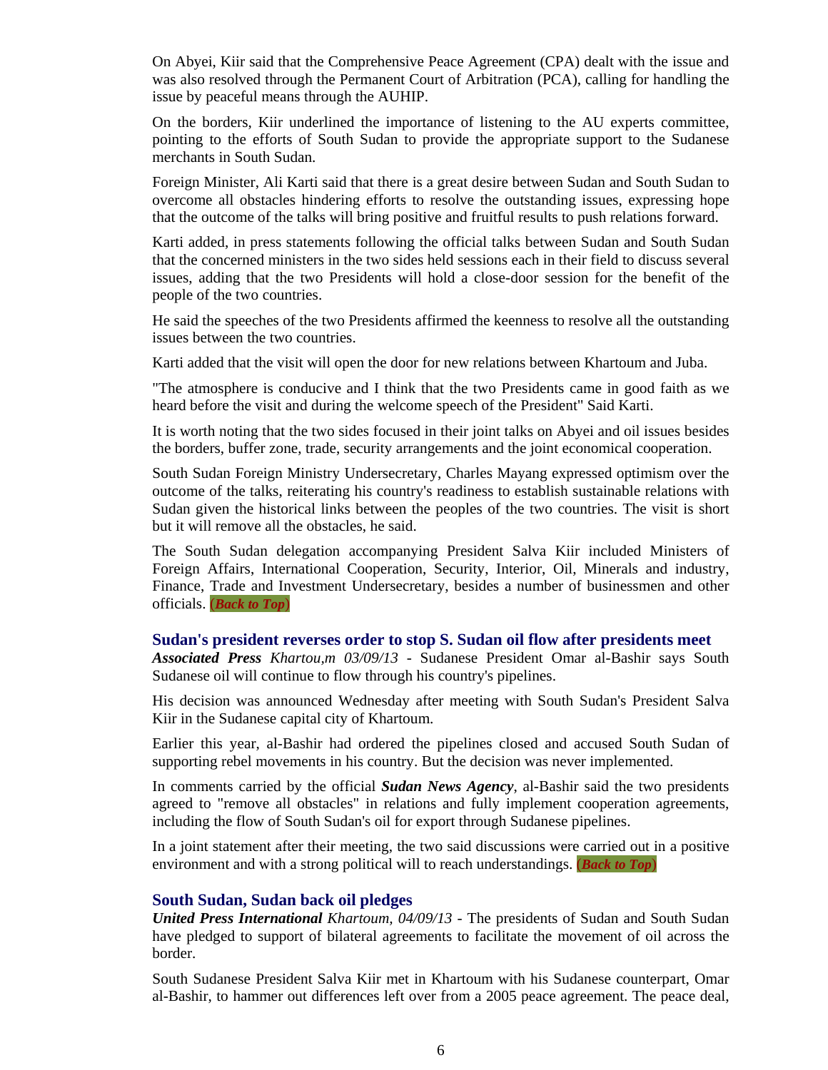On Abyei, Kiir said that the Comprehensive Peace Agreement (CPA) dealt with the issue and was also resolved through the Permanent Court of Arbitration (PCA), calling for handling the issue by peaceful means through the AUHIP.

On the borders, Kiir underlined the importance of listening to the AU experts committee, pointing to the efforts of South Sudan to provide the appropriate support to the Sudanese merchants in South Sudan.

Foreign Minister, Ali Karti said that there is a great desire between Sudan and South Sudan to overcome all obstacles hindering efforts to resolve the outstanding issues, expressing hope that the outcome of the talks will bring positive and fruitful results to push relations forward.

Karti added, in press statements following the official talks between Sudan and South Sudan that the concerned ministers in the two sides held sessions each in their field to discuss several issues, adding that the two Presidents will hold a close-door session for the benefit of the people of the two countries.

He said the speeches of the two Presidents affirmed the keenness to resolve all the outstanding issues between the two countries.

Karti added that the visit will open the door for new relations between Khartoum and Juba.

"The atmosphere is conducive and I think that the two Presidents came in good faith as we heard before the visit and during the welcome speech of the President" Said Karti.

It is worth noting that the two sides focused in their joint talks on Abyei and oil issues besides the borders, buffer zone, trade, security arrangements and the joint economical cooperation.

South Sudan Foreign Ministry Undersecretary, Charles Mayang expressed optimism over the outcome of the talks, reiterating his country's readiness to establish sustainable relations with Sudan given the historical links between the peoples of the two countries. The visit is short but it will remove all the obstacles, he said.

The South Sudan delegation accompanying President Salva Kiir included Ministers of Foreign Affairs, International Cooperation, Security, Interior, Oil, Minerals and industry, Finance, Trade and Investment Undersecretary, besides a number of businessmen and other officials. (***Back to Top***)

### Sudan's president reverses order to stop S. Sudan oil flow after presidents meet

***Associated Press*** *Khartou,m 03/09/13* - Sudanese President Omar al-Bashir says South Sudanese oil will continue to flow through his country's pipelines.

His decision was announced Wednesday after meeting with South Sudan's President Salva Kiir in the Sudanese capital city of Khartoum.

Earlier this year, al-Bashir had ordered the pipelines closed and accused South Sudan of supporting rebel movements in his country. But the decision was never implemented.

In comments carried by the official ***Sudan News Agency***, al-Bashir said the two presidents agreed to "remove all obstacles" in relations and fully implement cooperation agreements, including the flow of South Sudan's oil for export through Sudanese pipelines.

In a joint statement after their meeting, the two said discussions were carried out in a positive environment and with a strong political will to reach understandings. (***Back to Top***)

### South Sudan, Sudan back oil pledges

***United Press International*** *Khartoum, 04/09/13* - The presidents of Sudan and South Sudan have pledged to support of bilateral agreements to facilitate the movement of oil across the border.

South Sudanese President Salva Kiir met in Khartoum with his Sudanese counterpart, Omar al-Bashir, to hammer out differences left over from a 2005 peace agreement. The peace deal,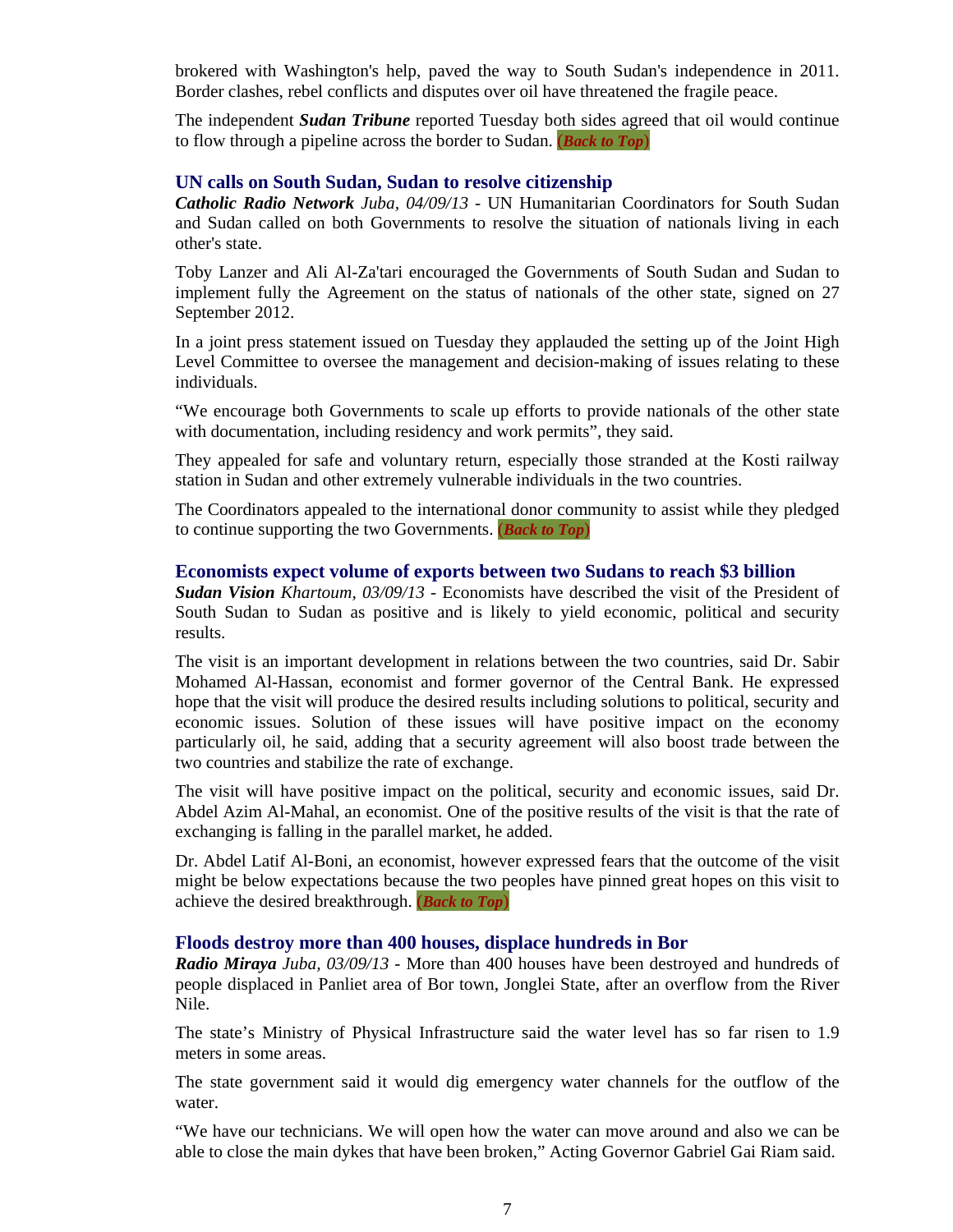brokered with Washington's help, paved the way to South Sudan's independence in 2011. Border clashes, rebel conflicts and disputes over oil have threatened the fragile peace.

The independent ***Sudan Tribune*** reported Tuesday both sides agreed that oil would continue to flow through a pipeline across the border to Sudan. ***(Back to Top)***

### UN calls on South Sudan, Sudan to resolve citizenship

***Catholic Radio Network*** *Juba, 04/09/13* - UN Humanitarian Coordinators for South Sudan and Sudan called on both Governments to resolve the situation of nationals living in each other's state.

Toby Lanzer and Ali Al-Za'tari encouraged the Governments of South Sudan and Sudan to implement fully the Agreement on the status of nationals of the other state, signed on 27 September 2012.

In a joint press statement issued on Tuesday they applauded the setting up of the Joint High Level Committee to oversee the management and decision-making of issues relating to these individuals.

"We encourage both Governments to scale up efforts to provide nationals of the other state with documentation, including residency and work permits", they said.

They appealed for safe and voluntary return, especially those stranded at the Kosti railway station in Sudan and other extremely vulnerable individuals in the two countries.

The Coordinators appealed to the international donor community to assist while they pledged to continue supporting the two Governments. ***(Back to Top)***

### Economists expect volume of exports between two Sudans to reach $3 billion

***Sudan Vision*** *Khartoum, 03/09/13* - Economists have described the visit of the President of South Sudan to Sudan as positive and is likely to yield economic, political and security results.

The visit is an important development in relations between the two countries, said Dr. Sabir Mohamed Al-Hassan, economist and former governor of the Central Bank. He expressed hope that the visit will produce the desired results including solutions to political, security and economic issues. Solution of these issues will have positive impact on the economy particularly oil, he said, adding that a security agreement will also boost trade between the two countries and stabilize the rate of exchange.

The visit will have positive impact on the political, security and economic issues, said Dr. Abdel Azim Al-Mahal, an economist. One of the positive results of the visit is that the rate of exchanging is falling in the parallel market, he added.

Dr. Abdel Latif Al-Boni, an economist, however expressed fears that the outcome of the visit might be below expectations because the two peoples have pinned great hopes on this visit to achieve the desired breakthrough. ***(Back to Top)***

### Floods destroy more than 400 houses, displace hundreds in Bor

***Radio Miraya*** *Juba, 03/09/13* - More than 400 houses have been destroyed and hundreds of people displaced in Panliet area of Bor town, Jonglei State, after an overflow from the River Nile.

The state's Ministry of Physical Infrastructure said the water level has so far risen to 1.9 meters in some areas.

The state government said it would dig emergency water channels for the outflow of the water.

"We have our technicians. We will open how the water can move around and also we can be able to close the main dykes that have been broken," Acting Governor Gabriel Gai Riam said.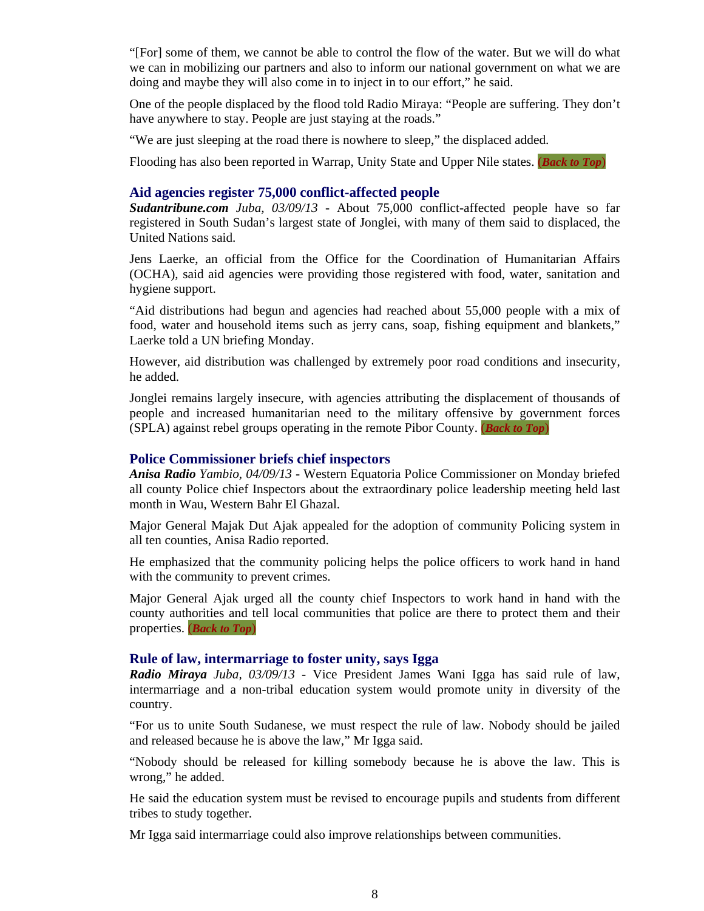"[For] some of them, we cannot be able to control the flow of the water. But we will do what we can in mobilizing our partners and also to inform our national government on what we are doing and maybe they will also come in to inject in to our effort," he said.

One of the people displaced by the flood told Radio Miraya: "People are suffering. They don't have anywhere to stay. People are just staying at the roads."

"We are just sleeping at the road there is nowhere to sleep," the displaced added.

Flooding has also been reported in Warrap, Unity State and Upper Nile states. (***Back to Top***)

### Aid agencies register 75,000 conflict-affected people

***Sudantribune.com*** *Juba, 03/09/13* - About 75,000 conflict-affected people have so far registered in South Sudan's largest state of Jonglei, with many of them said to displaced, the United Nations said.

Jens Laerke, an official from the Office for the Coordination of Humanitarian Affairs (OCHA), said aid agencies were providing those registered with food, water, sanitation and hygiene support.

"Aid distributions had begun and agencies had reached about 55,000 people with a mix of food, water and household items such as jerry cans, soap, fishing equipment and blankets," Laerke told a UN briefing Monday.

However, aid distribution was challenged by extremely poor road conditions and insecurity, he added.

Jonglei remains largely insecure, with agencies attributing the displacement of thousands of people and increased humanitarian need to the military offensive by government forces (SPLA) against rebel groups operating in the remote Pibor County. (***Back to Top***)

### Police Commissioner briefs chief inspectors

***Anisa Radio*** *Yambio, 04/09/13* - Western Equatoria Police Commissioner on Monday briefed all county Police chief Inspectors about the extraordinary police leadership meeting held last month in Wau, Western Bahr El Ghazal.

Major General Majak Dut Ajak appealed for the adoption of community Policing system in all ten counties, Anisa Radio reported.

He emphasized that the community policing helps the police officers to work hand in hand with the community to prevent crimes.

Major General Ajak urged all the county chief Inspectors to work hand in hand with the county authorities and tell local communities that police are there to protect them and their properties. (***Back to Top***)

### Rule of law, intermarriage to foster unity, says Igga

***Radio Miraya*** *Juba, 03/09/13* - Vice President James Wani Igga has said rule of law, intermarriage and a non-tribal education system would promote unity in diversity of the country.

"For us to unite South Sudanese, we must respect the rule of law. Nobody should be jailed and released because he is above the law," Mr Igga said.

"Nobody should be released for killing somebody because he is above the law. This is wrong," he added.

He said the education system must be revised to encourage pupils and students from different tribes to study together.

Mr Igga said intermarriage could also improve relationships between communities.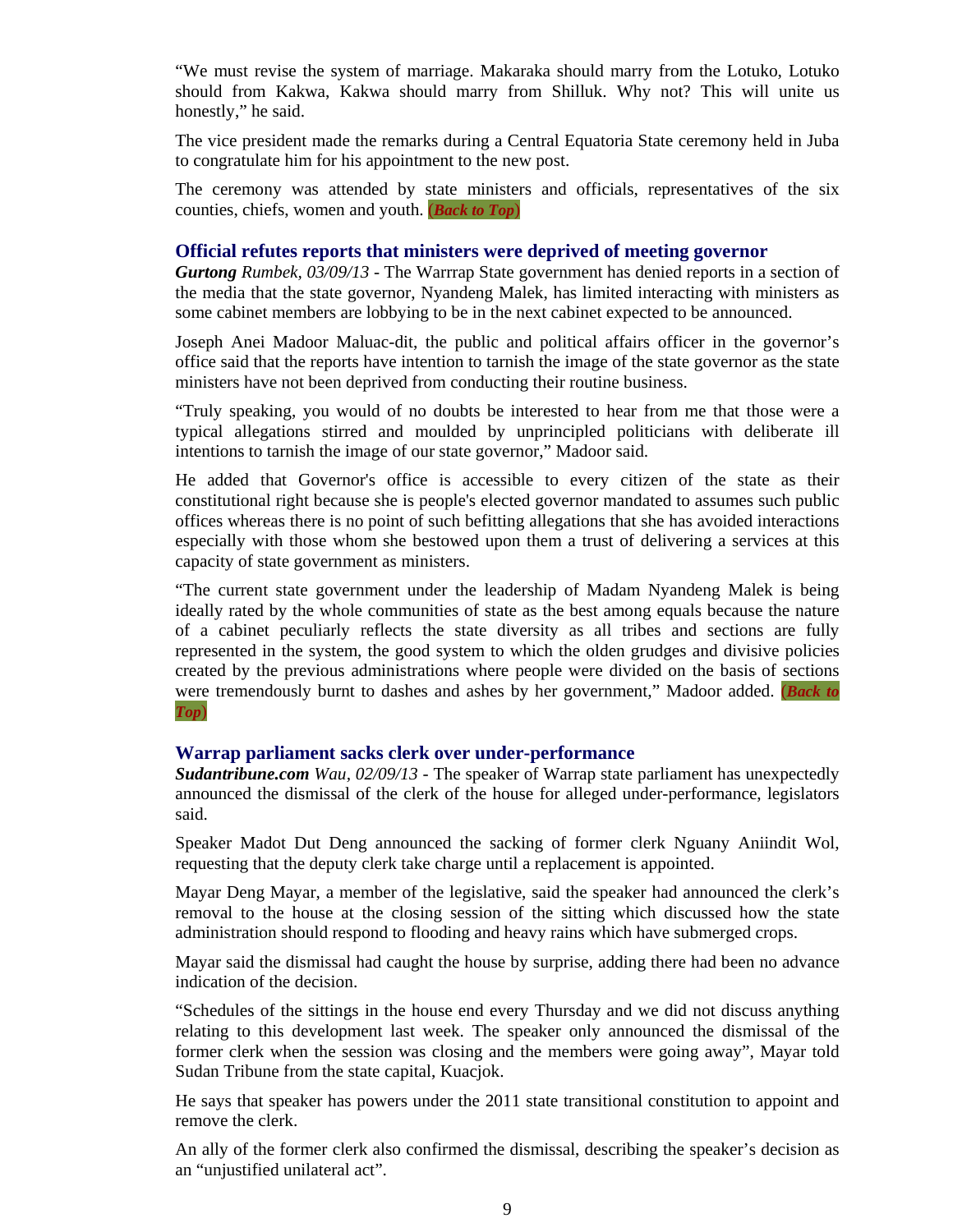"We must revise the system of marriage. Makaraka should marry from the Lotuko, Lotuko should from Kakwa, Kakwa should marry from Shilluk. Why not? This will unite us honestly," he said.

The vice president made the remarks during a Central Equatoria State ceremony held in Juba to congratulate him for his appointment to the new post.

The ceremony was attended by state ministers and officials, representatives of the six counties, chiefs, women and youth. (***Back to Top***)

### Official refutes reports that ministers were deprived of meeting governor

***Gurtong*** *Rumbek, 03/09/13* - The Warrrap State government has denied reports in a section of the media that the state governor, Nyandeng Malek, has limited interacting with ministers as some cabinet members are lobbying to be in the next cabinet expected to be announced.

Joseph Anei Madoor Maluac-dit, the public and political affairs officer in the governor's office said that the reports have intention to tarnish the image of the state governor as the state ministers have not been deprived from conducting their routine business.

"Truly speaking, you would of no doubts be interested to hear from me that those were a typical allegations stirred and moulded by unprincipled politicians with deliberate ill intentions to tarnish the image of our state governor," Madoor said.

He added that Governor's office is accessible to every citizen of the state as their constitutional right because she is people's elected governor mandated to assumes such public offices whereas there is no point of such befitting allegations that she has avoided interactions especially with those whom she bestowed upon them a trust of delivering a services at this capacity of state government as ministers.

"The current state government under the leadership of Madam Nyandeng Malek is being ideally rated by the whole communities of state as the best among equals because the nature of a cabinet peculiarly reflects the state diversity as all tribes and sections are fully represented in the system, the good system to which the olden grudges and divisive policies created by the previous administrations where people were divided on the basis of sections were tremendously burnt to dashes and ashes by her government," Madoor added. (***Back to Top***)

### Warrap parliament sacks clerk over under-performance

***Sudantribune.com*** *Wau, 02/09/13* - The speaker of Warrap state parliament has unexpectedly announced the dismissal of the clerk of the house for alleged under-performance, legislators said.

Speaker Madot Dut Deng announced the sacking of former clerk Nguany Aniindit Wol, requesting that the deputy clerk take charge until a replacement is appointed.

Mayar Deng Mayar, a member of the legislative, said the speaker had announced the clerk's removal to the house at the closing session of the sitting which discussed how the state administration should respond to flooding and heavy rains which have submerged crops.

Mayar said the dismissal had caught the house by surprise, adding there had been no advance indication of the decision.

"Schedules of the sittings in the house end every Thursday and we did not discuss anything relating to this development last week. The speaker only announced the dismissal of the former clerk when the session was closing and the members were going away", Mayar told Sudan Tribune from the state capital, Kuacjok.

He says that speaker has powers under the 2011 state transitional constitution to appoint and remove the clerk.

An ally of the former clerk also confirmed the dismissal, describing the speaker's decision as an "unjustified unilateral act".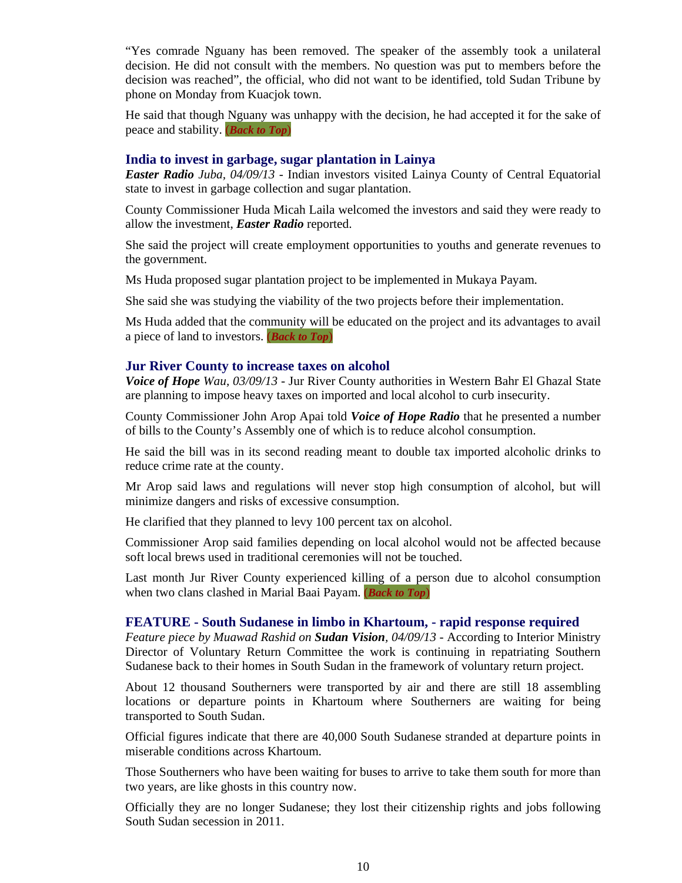"Yes comrade Nguany has been removed. The speaker of the assembly took a unilateral decision. He did not consult with the members. No question was put to members before the decision was reached", the official, who did not want to be identified, told Sudan Tribune by phone on Monday from Kuacjok town.

He said that though Nguany was unhappy with the decision, he had accepted it for the sake of peace and stability. (***Back to Top***)

### India to invest in garbage, sugar plantation in Lainya

***Easter Radio*** *Juba, 04/09/13* - Indian investors visited Lainya County of Central Equatorial state to invest in garbage collection and sugar plantation.

County Commissioner Huda Micah Laila welcomed the investors and said they were ready to allow the investment, ***Easter Radio*** reported.

She said the project will create employment opportunities to youths and generate revenues to the government.

Ms Huda proposed sugar plantation project to be implemented in Mukaya Payam.

She said she was studying the viability of the two projects before their implementation.

Ms Huda added that the community will be educated on the project and its advantages to avail a piece of land to investors. (***Back to Top***)

### Jur River County to increase taxes on alcohol

***Voice of Hope*** *Wau, 03/09/13* - Jur River County authorities in Western Bahr El Ghazal State are planning to impose heavy taxes on imported and local alcohol to curb insecurity.

County Commissioner John Arop Apai told ***Voice of Hope Radio*** that he presented a number of bills to the County's Assembly one of which is to reduce alcohol consumption.

He said the bill was in its second reading meant to double tax imported alcoholic drinks to reduce crime rate at the county.

Mr Arop said laws and regulations will never stop high consumption of alcohol, but will minimize dangers and risks of excessive consumption.

He clarified that they planned to levy 100 percent tax on alcohol.

Commissioner Arop said families depending on local alcohol would not be affected because soft local brews used in traditional ceremonies will not be touched.

Last month Jur River County experienced killing of a person due to alcohol consumption when two clans clashed in Marial Baai Payam. (***Back to Top***)

### FEATURE - South Sudanese in limbo in Khartoum, - rapid response required

*Feature piece by Muawad Rashid on* ***Sudan Vision****, 04/09/13* - According to Interior Ministry Director of Voluntary Return Committee the work is continuing in repatriating Southern Sudanese back to their homes in South Sudan in the framework of voluntary return project.

About 12 thousand Southerners were transported by air and there are still 18 assembling locations or departure points in Khartoum where Southerners are waiting for being transported to South Sudan.

Official figures indicate that there are 40,000 South Sudanese stranded at departure points in miserable conditions across Khartoum.

Those Southerners who have been waiting for buses to arrive to take them south for more than two years, are like ghosts in this country now.

Officially they are no longer Sudanese; they lost their citizenship rights and jobs following South Sudan secession in 2011.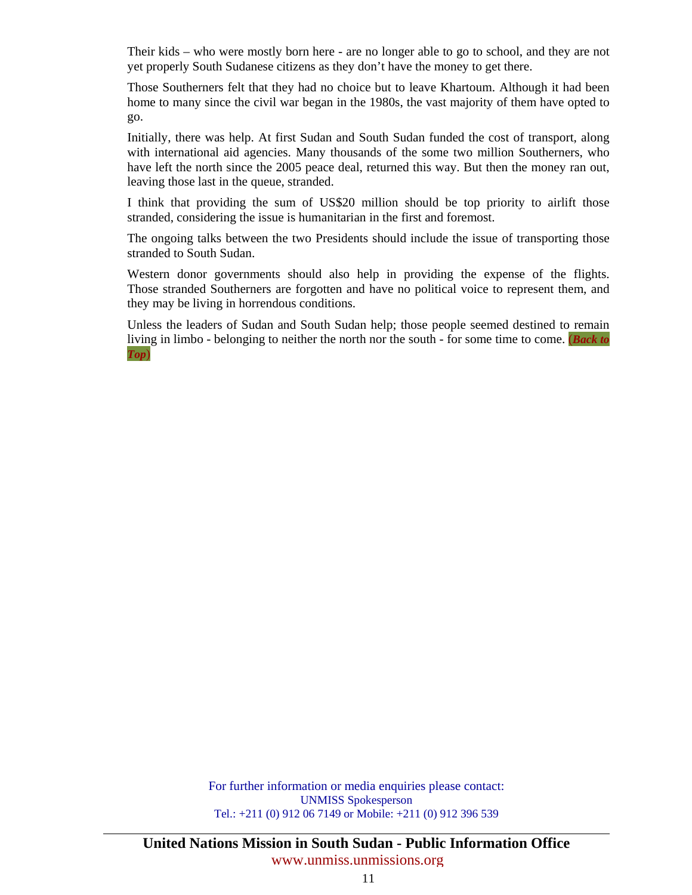Their kids – who were mostly born here - are no longer able to go to school, and they are not yet properly South Sudanese citizens as they don't have the money to get there.

Those Southerners felt that they had no choice but to leave Khartoum. Although it had been home to many since the civil war began in the 1980s, the vast majority of them have opted to go.

Initially, there was help. At first Sudan and South Sudan funded the cost of transport, along with international aid agencies. Many thousands of the some two million Southerners, who have left the north since the 2005 peace deal, returned this way. But then the money ran out, leaving those last in the queue, stranded.

I think that providing the sum of US$20 million should be top priority to airlift those stranded, considering the issue is humanitarian in the first and foremost.

The ongoing talks between the two Presidents should include the issue of transporting those stranded to South Sudan.

Western donor governments should also help in providing the expense of the flights. Those stranded Southerners are forgotten and have no political voice to represent them, and they may be living in horrendous conditions.

Unless the leaders of Sudan and South Sudan help; those people seemed destined to remain living in limbo - belonging to neither the north nor the south - for some time to come. (***Back to Top***)

For further information or media enquiries please contact:
UNMISS Spokesperson
Tel.: +211 (0) 912 06 7149 or Mobile: +211 (0) 912 396 539

**United Nations Mission in South Sudan - Public Information Office**
www.unmiss.unmissions.org